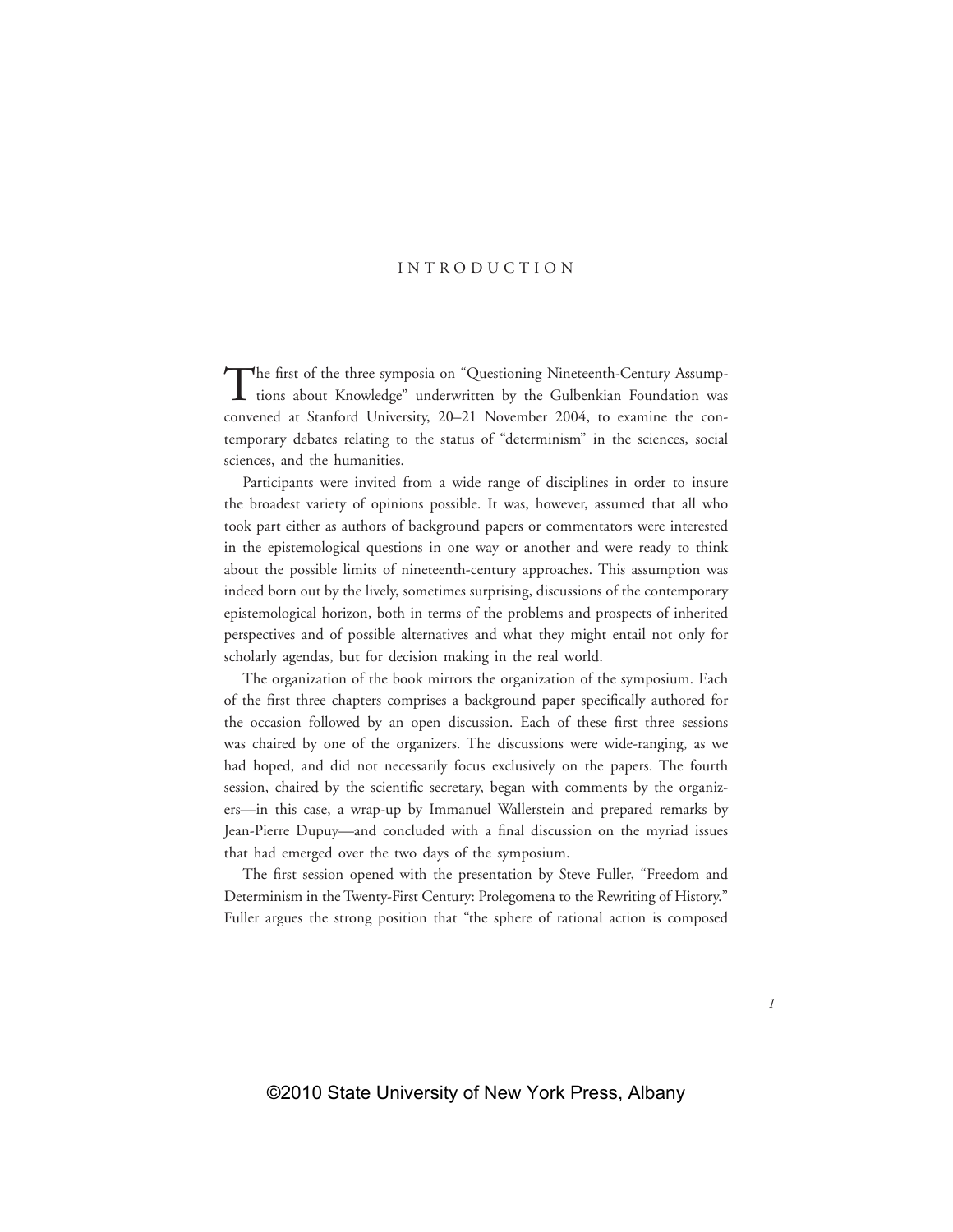# INTRODUCTION

The first of the three symposia on "Questioning Nineteenth-Century Assumptions about Knowledge" underwritten by the Gulbenkian Foundation was convened at Stanford University, 20–21 November 2004, to examine the contemporary debates relating to the status of "determinism" in the sciences, social sciences, and the humanities.

Participants were invited from a wide range of disciplines in order to insure the broadest variety of opinions possible. It was, however, assumed that all who took part either as authors of background papers or commentators were interested in the epistemological questions in one way or another and were ready to think about the possible limits of nineteenth-century approaches. This assumption was indeed born out by the lively, sometimes surprising, discussions of the contemporary epistemological horizon, both in terms of the problems and prospects of inherited perspectives and of possible alternatives and what they might entail not only for scholarly agendas, but for decision making in the real world.

The organization of the book mirrors the organization of the symposium. Each of the first three chapters comprises a background paper specifically authored for the occasion followed by an open discussion. Each of these first three sessions was chaired by one of the organizers. The discussions were wide-ranging, as we had hoped, and did not necessarily focus exclusively on the papers. The fourth session, chaired by the scientific secretary, began with comments by the organizers—in this case, a wrap-up by Immanuel Wallerstein and prepared remarks by Jean-Pierre Dupuy—and concluded with a final discussion on the myriad issues that had emerged over the two days of the symposium.

The first session opened with the presentation by Steve Fuller, "Freedom and Determinism in the Twenty-First Century: Prolegomena to the Rewriting of History." Fuller argues the strong position that "the sphere of rational action is composed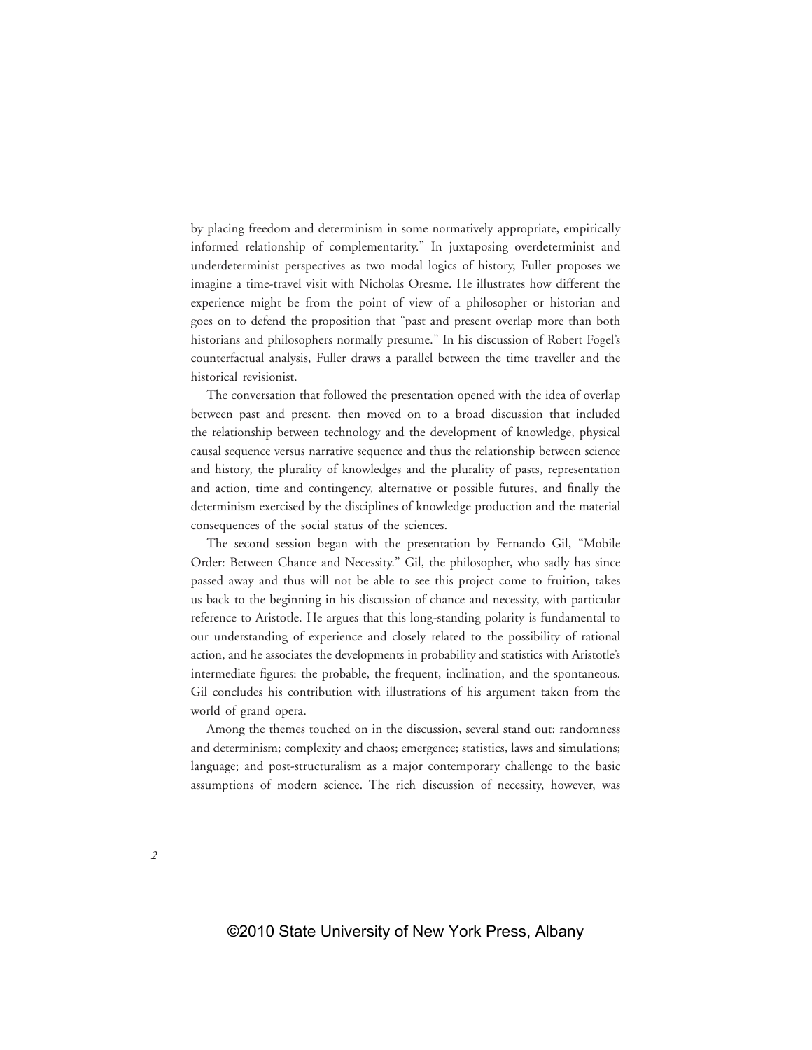by placing freedom and determinism in some normatively appropriate, empirically informed relationship of complementarity." In juxtaposing overdeterminist and underdeterminist perspectives as two modal logics of history, Fuller proposes we imagine a time-travel visit with Nicholas Oresme. He illustrates how different the experience might be from the point of view of a philosopher or historian and goes on to defend the proposition that "past and present overlap more than both historians and philosophers normally presume." In his discussion of Robert Fogel's counterfactual analysis, Fuller draws a parallel between the time traveller and the historical revisionist.

The conversation that followed the presentation opened with the idea of overlap between past and present, then moved on to a broad discussion that included the relationship between technology and the development of knowledge, physical causal sequence versus narrative sequence and thus the relationship between science and history, the plurality of knowledges and the plurality of pasts, representation and action, time and contingency, alternative or possible futures, and finally the determinism exercised by the disciplines of knowledge production and the material consequences of the social status of the sciences.

The second session began with the presentation by Fernando Gil, "Mobile Order: Between Chance and Necessity." Gil, the philosopher, who sadly has since passed away and thus will not be able to see this project come to fruition, takes us back to the beginning in his discussion of chance and necessity, with particular reference to Aristotle. He argues that this long-standing polarity is fundamental to our understanding of experience and closely related to the possibility of rational action, and he associates the developments in probability and statistics with Aristotle's intermediate figures: the probable, the frequent, inclination, and the spontaneous. Gil concludes his contribution with illustrations of his argument taken from the world of grand opera.

Among the themes touched on in the discussion, several stand out: randomness and determinism; complexity and chaos; emergence; statistics, laws and simulations; language; and post-structuralism as a major contemporary challenge to the basic assumptions of modern science. The rich discussion of necessity, however, was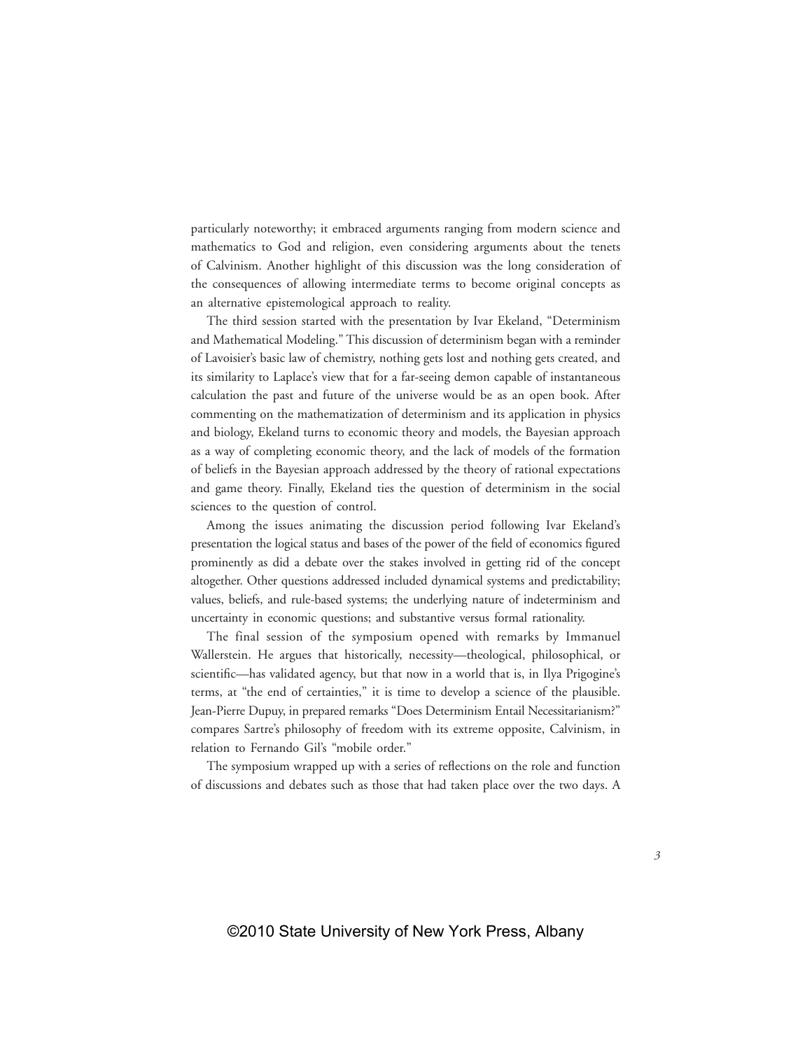particularly noteworthy; it embraced arguments ranging from modern science and mathematics to God and religion, even considering arguments about the tenets of Calvinism. Another highlight of this discussion was the long consideration of the consequences of allowing intermediate terms to become original concepts as an alternative epistemological approach to reality.

The third session started with the presentation by Ivar Ekeland, "Determinism and Mathematical Modeling." This discussion of determinism began with a reminder of Lavoisier's basic law of chemistry, nothing gets lost and nothing gets created, and its similarity to Laplace's view that for a far-seeing demon capable of instantaneous calculation the past and future of the universe would be as an open book. After commenting on the mathematization of determinism and its application in physics and biology, Ekeland turns to economic theory and models, the Bayesian approach as a way of completing economic theory, and the lack of models of the formation of beliefs in the Bayesian approach addressed by the theory of rational expectations and game theory. Finally, Ekeland ties the question of determinism in the social sciences to the question of control.

Among the issues animating the discussion period following Ivar Ekeland's presentation the logical status and bases of the power of the field of economics figured prominently as did a debate over the stakes involved in getting rid of the concept altogether. Other questions addressed included dynamical systems and predictability; values, beliefs, and rule-based systems; the underlying nature of indeterminism and uncertainty in economic questions; and substantive versus formal rationality.

The final session of the symposium opened with remarks by Immanuel Wallerstein. He argues that historically, necessity—theological, philosophical, or scientific—has validated agency, but that now in a world that is, in Ilya Prigogine's terms, at "the end of certainties," it is time to develop a science of the plausible. Jean-Pierre Dupuy, in prepared remarks "Does Determinism Entail Necessitarianism?" compares Sartre's philosophy of freedom with its extreme opposite, Calvinism, in relation to Fernando Gil's "mobile order."

The symposium wrapped up with a series of reflections on the role and function of discussions and debates such as those that had taken place over the two days. A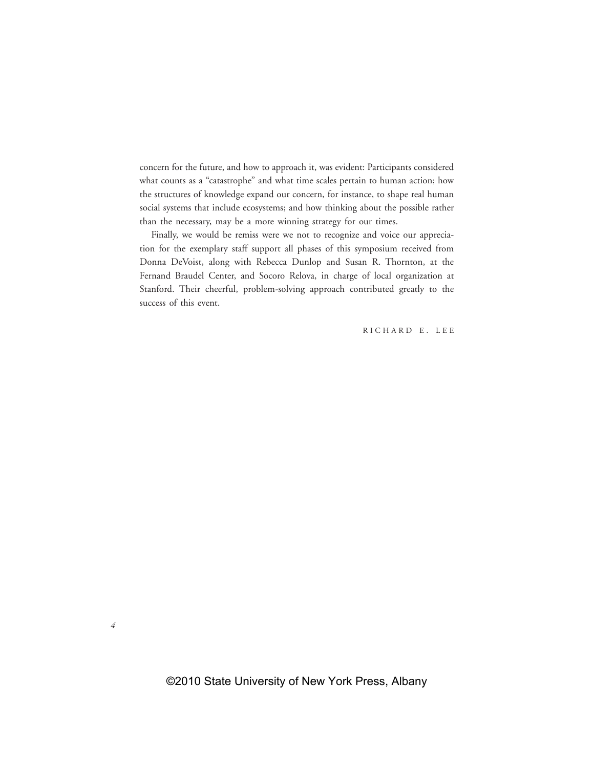concern for the future, and how to approach it, was evident: Participants considered what counts as a "catastrophe" and what time scales pertain to human action; how the structures of knowledge expand our concern, for instance, to shape real human social systems that include ecosystems; and how thinking about the possible rather than the necessary, may be a more winning strategy for our times.

Finally, we would be remiss were we not to recognize and voice our appreciation for the exemplary staff support all phases of this symposium received from Donna DeVoist, along with Rebecca Dunlop and Susan R. Thornton, at the Fernand Braudel Center, and Socoro Relova, in charge of local organization at Stanford. Their cheerful, problem-solving approach contributed greatly to the success of this event.

RICHARD E. LEE

©2010 State University of New York Press, Albany